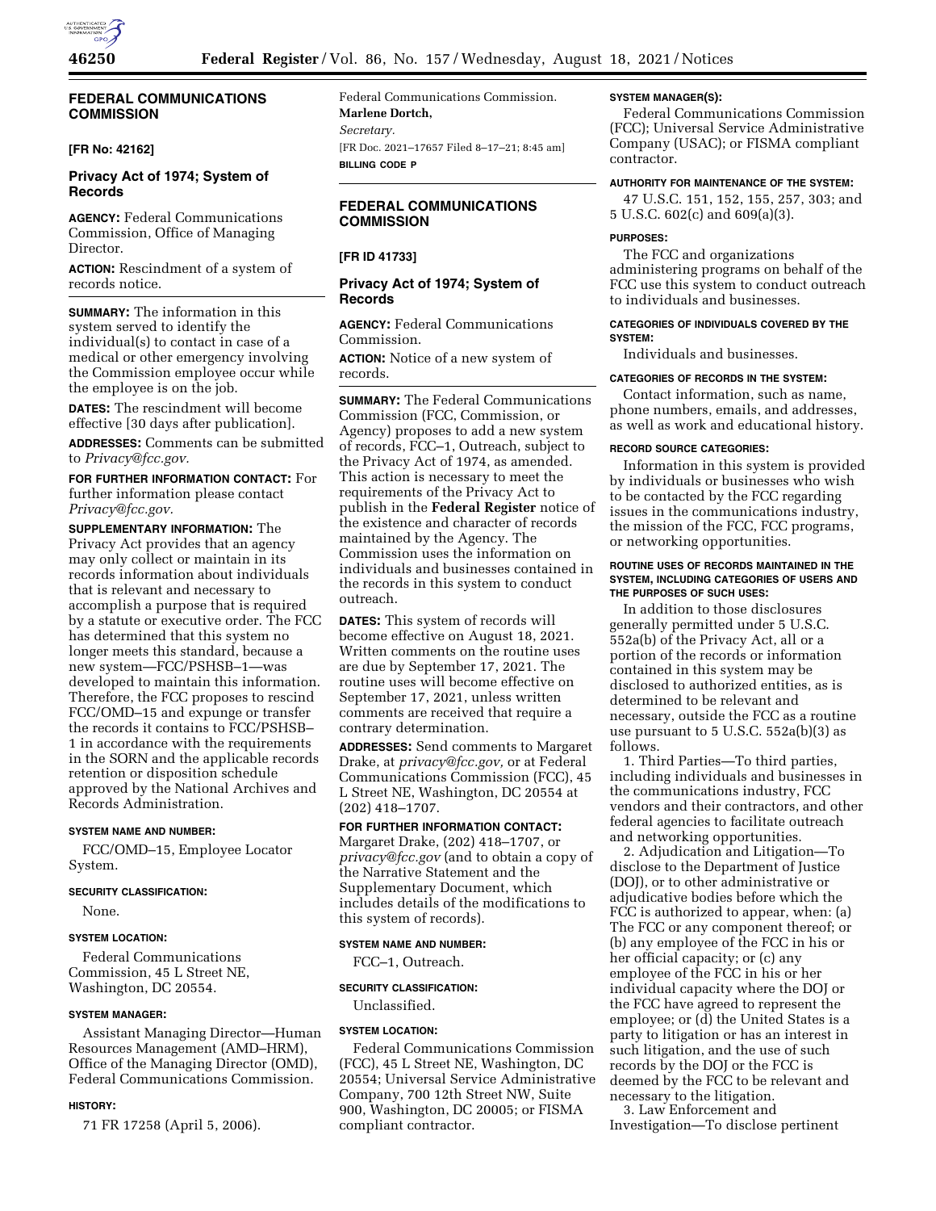## FEDERAL COMMUNICATIONS COMMISSION

**[FR No: 42162]**

### Privacy Act of 1974; System of Records

**AGENCY:** Federal Communications Commission, Office of Managing Director.

**ACTION:** Rescindment of a system of records notice.

**SUMMARY:** The information in this system served to identify the individual(s) to contact in case of a medical or other emergency involving the Commission employee occur while the employee is on the job.

**DATES:** The rescindment will become effective [30 days after publication].

**ADDRESSES:** Comments can be submitted to *Privacy@fcc.gov.*

**FOR FURTHER INFORMATION CONTACT:** For further information please contact *Privacy@fcc.gov.*

**SUPPLEMENTARY INFORMATION:** The Privacy Act provides that an agency may only collect or maintain in its records information about individuals that is relevant and necessary to accomplish a purpose that is required by a statute or executive order. The FCC has determined that this system no longer meets this standard, because a new system—FCC/PSHSB–1—was developed to maintain this information. Therefore, the FCC proposes to rescind FCC/OMD–15 and expunge or transfer the records it contains to FCC/PSHSB–1 in accordance with the requirements in the SORN and the applicable records retention or disposition schedule approved by the National Archives and Records Administration.

**SYSTEM NAME AND NUMBER:**

FCC/OMD–15, Employee Locator System.

**SECURITY CLASSIFICATION:**

None.

**SYSTEM LOCATION:**

Federal Communications Commission, 45 L Street NE, Washington, DC 20554.

**SYSTEM MANAGER:**

Assistant Managing Director—Human Resources Management (AMD–HRM), Office of the Managing Director (OMD), Federal Communications Commission.

**HISTORY:**

71 FR 17258 (April 5, 2006).

Federal Communications Commission.

**Marlene Dortch,**

*Secretary.*

[FR Doc. 2021–17657 Filed 8–17–21; 8:45 am]

**BILLING CODE P**

## FEDERAL COMMUNICATIONS COMMISSION

**[FR ID 41733]**

### Privacy Act of 1974; System of Records

**AGENCY:** Federal Communications Commission.

**ACTION:** Notice of a new system of records.

**SUMMARY:** The Federal Communications Commission (FCC, Commission, or Agency) proposes to add a new system of records, FCC–1, Outreach, subject to the Privacy Act of 1974, as amended. This action is necessary to meet the requirements of the Privacy Act to publish in the **Federal Register** notice of the existence and character of records maintained by the Agency. The Commission uses the information on individuals and businesses contained in the records in this system to conduct outreach.

**DATES:** This system of records will become effective on August 18, 2021. Written comments on the routine uses are due by September 17, 2021. The routine uses will become effective on September 17, 2021, unless written comments are received that require a contrary determination.

**ADDRESSES:** Send comments to Margaret Drake, at *privacy@fcc.gov,* or at Federal Communications Commission (FCC), 45 L Street NE, Washington, DC 20554 at (202) 418–1707.

**FOR FURTHER INFORMATION CONTACT:** Margaret Drake, (202) 418–1707, or *privacy@fcc.gov* (and to obtain a copy of the Narrative Statement and the Supplementary Document, which includes details of the modifications to this system of records).

**SYSTEM NAME AND NUMBER:**

FCC–1, Outreach.

**SECURITY CLASSIFICATION:**

Unclassified.

**SYSTEM LOCATION:**

Federal Communications Commission (FCC), 45 L Street NE, Washington, DC 20554; Universal Service Administrative Company, 700 12th Street NW, Suite 900, Washington, DC 20005; or FISMA compliant contractor.

**SYSTEM MANAGER(S):**

Federal Communications Commission (FCC); Universal Service Administrative Company (USAC); or FISMA compliant contractor.

**AUTHORITY FOR MAINTENANCE OF THE SYSTEM:**

47 U.S.C. 151, 152, 155, 257, 303; and 5 U.S.C. 602(c) and 609(a)(3).

**PURPOSES:**

The FCC and organizations administering programs on behalf of the FCC use this system to conduct outreach to individuals and businesses.

**CATEGORIES OF INDIVIDUALS COVERED BY THE SYSTEM:**

Individuals and businesses.

**CATEGORIES OF RECORDS IN THE SYSTEM:**

Contact information, such as name, phone numbers, emails, and addresses, as well as work and educational history.

**RECORD SOURCE CATEGORIES:**

Information in this system is provided by individuals or businesses who wish to be contacted by the FCC regarding issues in the communications industry, the mission of the FCC, FCC programs, or networking opportunities.

**ROUTINE USES OF RECORDS MAINTAINED IN THE SYSTEM, INCLUDING CATEGORIES OF USERS AND THE PURPOSES OF SUCH USES:**

In addition to those disclosures generally permitted under 5 U.S.C. 552a(b) of the Privacy Act, all or a portion of the records or information contained in this system may be disclosed to authorized entities, as is determined to be relevant and necessary, outside the FCC as a routine use pursuant to 5 U.S.C. 552a(b)(3) as follows.

1. Third Parties—To third parties, including individuals and businesses in the communications industry, FCC vendors and their contractors, and other federal agencies to facilitate outreach and networking opportunities.

2. Adjudication and Litigation—To disclose to the Department of Justice (DOJ), or to other administrative or adjudicative bodies before which the FCC is authorized to appear, when: (a) The FCC or any component thereof; or (b) any employee of the FCC in his or her official capacity; or (c) any employee of the FCC in his or her individual capacity where the DOJ or the FCC have agreed to represent the employee; or (d) the United States is a party to litigation or has an interest in such litigation, and the use of such records by the DOJ or the FCC is deemed by the FCC to be relevant and necessary to the litigation.

3. Law Enforcement and Investigation—To disclose pertinent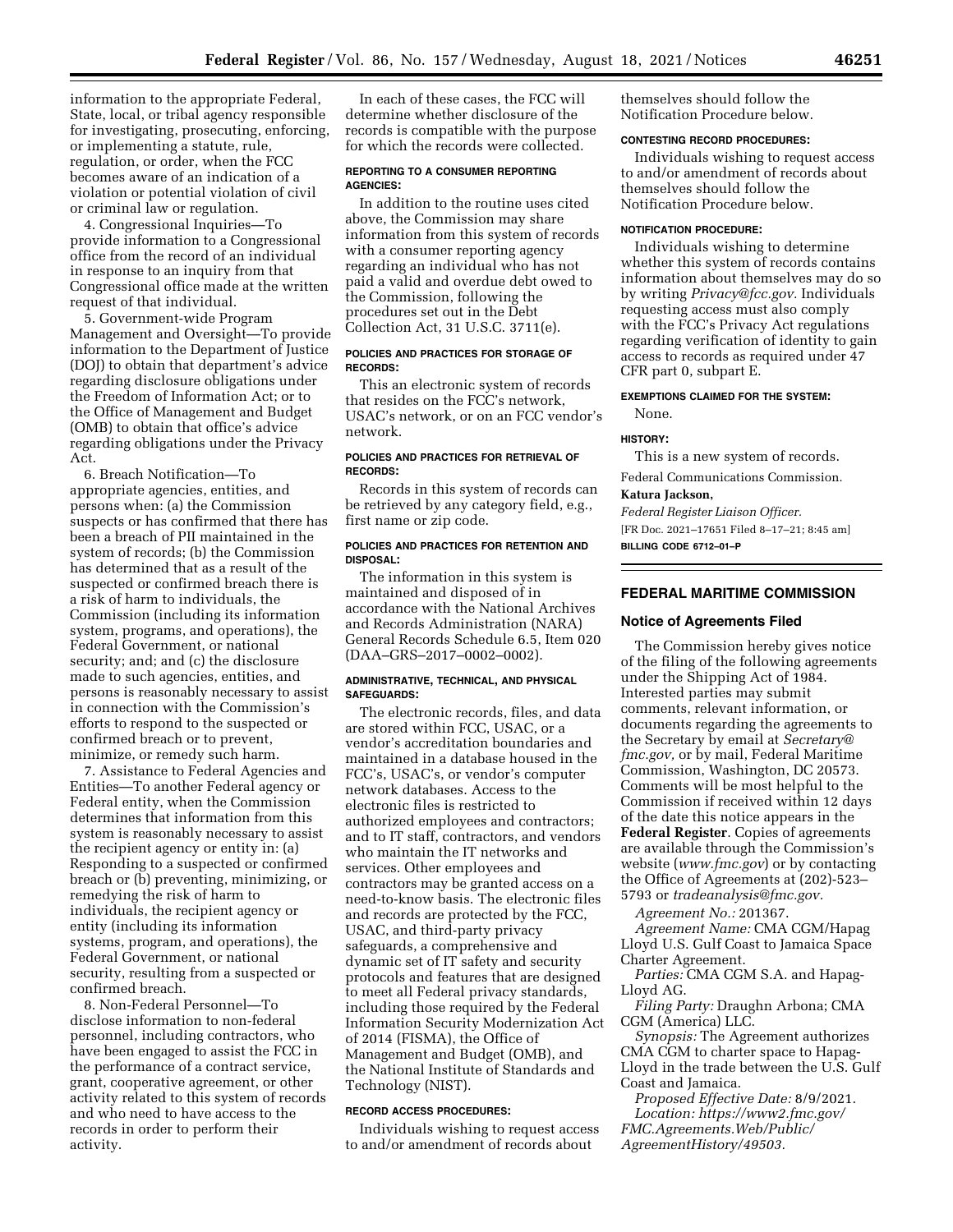information to the appropriate Federal, State, local, or tribal agency responsible for investigating, prosecuting, enforcing, or implementing a statute, rule, regulation, or order, when the FCC becomes aware of an indication of a violation or potential violation of civil or criminal law or regulation.

4. Congressional Inquiries—To provide information to a Congressional office from the record of an individual in response to an inquiry from that Congressional office made at the written request of that individual.

5. Government-wide Program Management and Oversight—To provide information to the Department of Justice (DOJ) to obtain that department's advice regarding disclosure obligations under the Freedom of Information Act; or to the Office of Management and Budget (OMB) to obtain that office's advice regarding obligations under the Privacy Act.

6. Breach Notification—To appropriate agencies, entities, and persons when: (a) the Commission suspects or has confirmed that there has been a breach of PII maintained in the system of records; (b) the Commission has determined that as a result of the suspected or confirmed breach there is a risk of harm to individuals, the Commission (including its information system, programs, and operations), the Federal Government, or national security; and; and (c) the disclosure made to such agencies, entities, and persons is reasonably necessary to assist in connection with the Commission's efforts to respond to the suspected or confirmed breach or to prevent, minimize, or remedy such harm.

7. Assistance to Federal Agencies and Entities—To another Federal agency or Federal entity, when the Commission determines that information from this system is reasonably necessary to assist the recipient agency or entity in: (a) Responding to a suspected or confirmed breach or (b) preventing, minimizing, or remedying the risk of harm to individuals, the recipient agency or entity (including its information systems, program, and operations), the Federal Government, or national security, resulting from a suspected or confirmed breach.

8. Non-Federal Personnel—To disclose information to non-federal personnel, including contractors, who have been engaged to assist the FCC in the performance of a contract service, grant, cooperative agreement, or other activity related to this system of records and who need to have access to the records in order to perform their activity.

In each of these cases, the FCC will determine whether disclosure of the records is compatible with the purpose for which the records were collected.

#### REPORTING TO A CONSUMER REPORTING AGENCIES:

In addition to the routine uses cited above, the Commission may share information from this system of records with a consumer reporting agency regarding an individual who has not paid a valid and overdue debt owed to the Commission, following the procedures set out in the Debt Collection Act, 31 U.S.C. 3711(e).

#### POLICIES AND PRACTICES FOR STORAGE OF RECORDS:

This an electronic system of records that resides on the FCC's network, USAC's network, or on an FCC vendor's network.

#### POLICIES AND PRACTICES FOR RETRIEVAL OF RECORDS:

Records in this system of records can be retrieved by any category field, e.g., first name or zip code.

#### POLICIES AND PRACTICES FOR RETENTION AND DISPOSAL:

The information in this system is maintained and disposed of in accordance with the National Archives and Records Administration (NARA) General Records Schedule 6.5, Item 020 (DAA–GRS–2017–0002–0002).

#### ADMINISTRATIVE, TECHNICAL, AND PHYSICAL SAFEGUARDS:

The electronic records, files, and data are stored within FCC, USAC, or a vendor's accreditation boundaries and maintained in a database housed in the FCC's, USAC's, or vendor's computer network databases. Access to the electronic files is restricted to authorized employees and contractors; and to IT staff, contractors, and vendors who maintain the IT networks and services. Other employees and contractors may be granted access on a need-to-know basis. The electronic files and records are protected by the FCC, USAC, and third-party privacy safeguards, a comprehensive and dynamic set of IT safety and security protocols and features that are designed to meet all Federal privacy standards, including those required by the Federal Information Security Modernization Act of 2014 (FISMA), the Office of Management and Budget (OMB), and the National Institute of Standards and Technology (NIST).

#### RECORD ACCESS PROCEDURES:

Individuals wishing to request access to and/or amendment of records about themselves should follow the Notification Procedure below.

#### CONTESTING RECORD PROCEDURES:

Individuals wishing to request access to and/or amendment of records about themselves should follow the Notification Procedure below.

#### NOTIFICATION PROCEDURE:

Individuals wishing to determine whether this system of records contains information about themselves may do so by writing *Privacy@fcc.gov.* Individuals requesting access must also comply with the FCC's Privacy Act regulations regarding verification of identity to gain access to records as required under 47 CFR part 0, subpart E.

#### EXEMPTIONS CLAIMED FOR THE SYSTEM:

None.

#### HISTORY:

This is a new system of records.

Federal Communications Commission.

**Katura Jackson,**

*Federal Register Liaison Officer.*

[FR Doc. 2021–17651 Filed 8–17–21; 8:45 am]

**BILLING CODE 6712–01–P**

## FEDERAL MARITIME COMMISSION

### Notice of Agreements Filed

The Commission hereby gives notice of the filing of the following agreements under the Shipping Act of 1984. Interested parties may submit comments, relevant information, or documents regarding the agreements to the Secretary by email at *Secretary@fmc.gov,* or by mail, Federal Maritime Commission, Washington, DC 20573. Comments will be most helpful to the Commission if received within 12 days of the date this notice appears in the **Federal Register**. Copies of agreements are available through the Commission's website (*www.fmc.gov*) or by contacting the Office of Agreements at (202)-523–5793 or *tradeanalysis@fmc.gov.*

*Agreement No.:* 201367.

*Agreement Name:* CMA CGM/Hapag Lloyd U.S. Gulf Coast to Jamaica Space Charter Agreement.

*Parties:* CMA CGM S.A. and Hapag-Lloyd AG.

*Filing Party:* Draughn Arbona; CMA CGM (America) LLC.

*Synopsis:* The Agreement authorizes CMA CGM to charter space to Hapag-Lloyd in the trade between the U.S. Gulf Coast and Jamaica.

*Proposed Effective Date:* 8/9/2021.

*Location: https://www2.fmc.gov/FMC.Agreements.Web/Public/AgreementHistory/49503.*